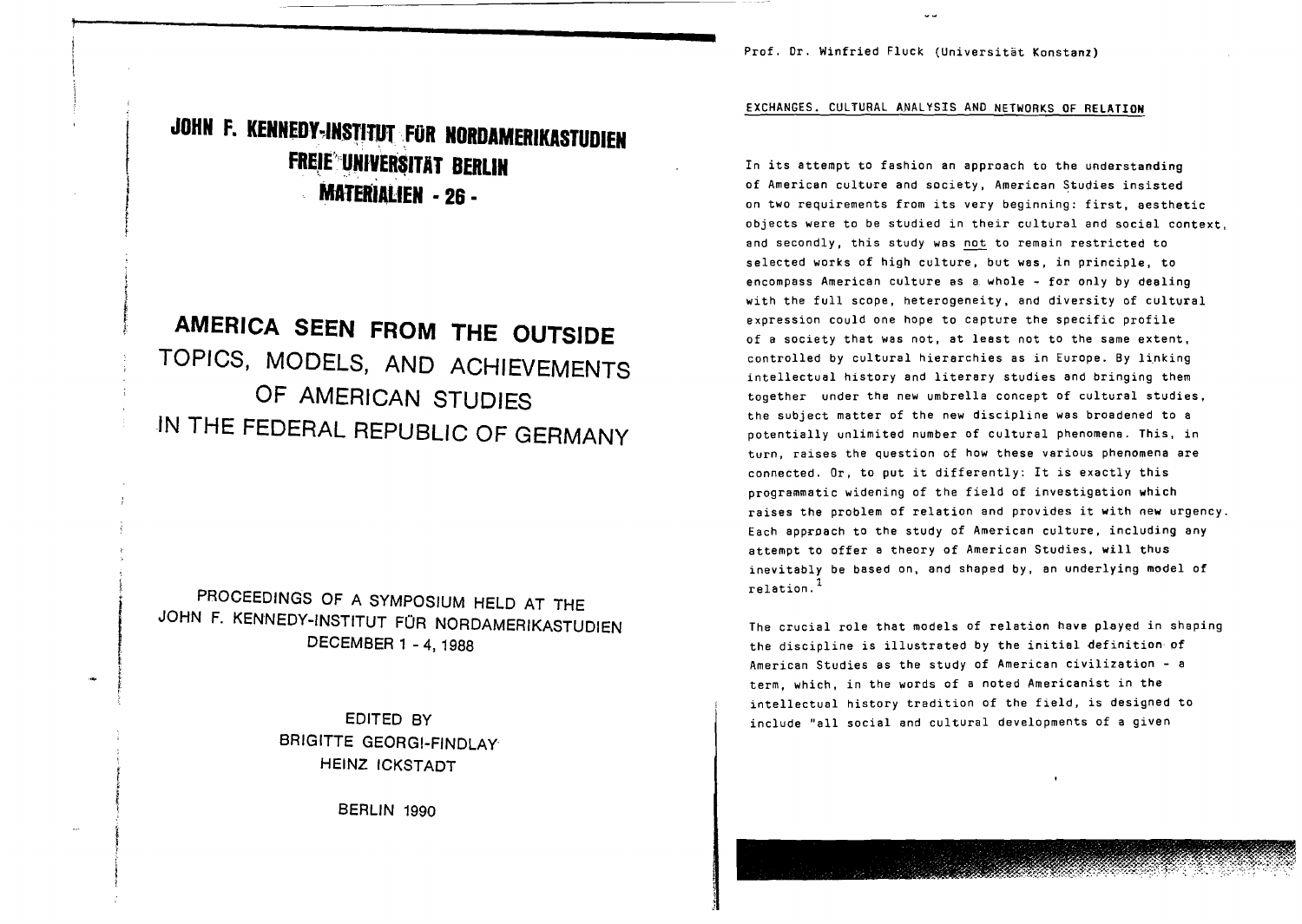# JOHN F. KENNEDY-INSTITUT FÜR NORDAMERIKASTUDIEN
# FREIE UNIVERSITÄT BERLIN
# MATERIALIEN - 26 -

# AMERICA SEEN FROM THE OUTSIDE
## TOPICS, MODELS, AND ACHIEVEMENTS OF AMERICAN STUDIES IN THE FEDERAL REPUBLIC OF GERMANY

PROCEEDINGS OF A SYMPOSIUM HELD AT THE JOHN F. KENNEDY-INSTITUT FÜR NORDAMERIKASTUDIEN
DECEMBER 1 - 4, 1988

EDITED BY
BRIGITTE GEORGI-FINDLAY
HEINZ ICKSTADT

BERLIN 1990

---

Prof. Dr. Winfried Fluck (Universität Konstanz)

## EXCHANGES. CULTURAL ANALYSIS AND NETWORKS OF RELATION

In its attempt to fashion an approach to the understanding of American culture and society, American Studies insisted on two requirements from its very beginning: first, aesthetic objects were to be studied in their cultural and social context, and secondly, this study was <u>not</u> to remain restricted to selected works of high culture, but was, in principle, to encompass American culture as a whole - for only by dealing with the full scope, heterogeneity, and diversity of cultural expression could one hope to capture the specific profile of a society that was not, at least not to the same extent, controlled by cultural hierarchies as in Europe. By linking intellectual history and literary studies and bringing them together under the new umbrella concept of cultural studies, the subject matter of the new discipline was broadened to a potentially unlimited number of cultural phenomena. This, in turn, raises the question of how these various phenomena are connected. Or, to put it differently: It is exactly this programmatic widening of the field of investigation which raises the problem of relation and provides it with new urgency. Each approach to the study of American culture, including any attempt to offer a theory of American Studies, will thus inevitably be based on, and shaped by, an underlying model of relation.[1]

The crucial role that models of relation have played in shaping the discipline is illustrated by the initial definition of American Studies as the study of American civilization - a term, which, in the words of a noted Americanist in the intellectual history tradition of the field, is designed to include "all social and cultural developments of a given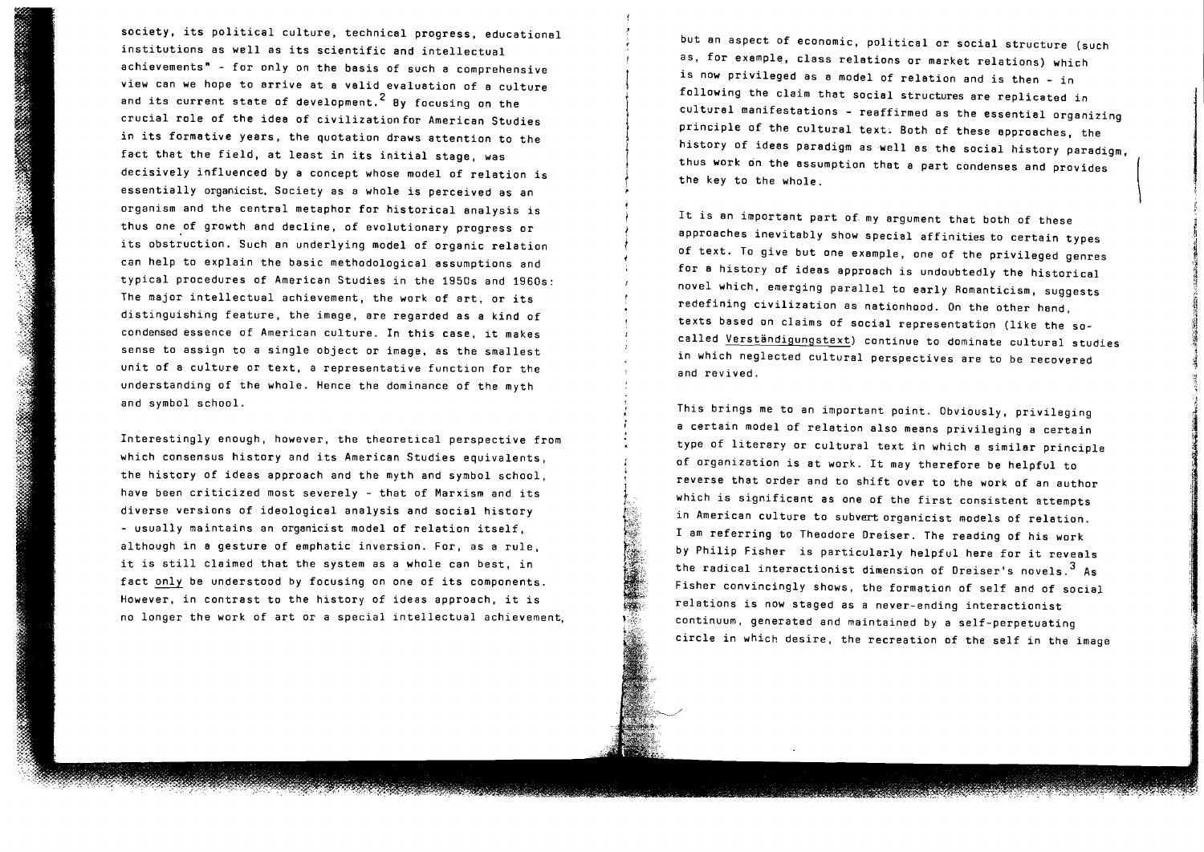society, its political culture, technical progress, educational institutions as well as its scientific and intellectual achievements" - for only on the basis of such a comprehensive view can we hope to arrive at a valid evaluation of a culture and its current state of development.[2] By focusing on the crucial role of the idea of civilization for American Studies in its formative years, the quotation draws attention to the fact that the field, at least in its initial stage, was decisively influenced by a concept whose model of relation is essentially organicist. Society as a whole is perceived as an organism and the central metaphor for historical analysis is thus one of growth and decline, of evolutionary progress or its obstruction. Such an underlying model of organic relation can help to explain the basic methodological assumptions and typical procedures of American Studies in the 1950s and 1960s: The major intellectual achievement, the work of art, or its distinguishing feature, the image, are regarded as a kind of condensed essence of American culture. In this case, it makes sense to assign to a single object or image, as the smallest unit of a culture or text, a representative function for the understanding of the whole. Hence the dominance of the myth and symbol school.

Interestingly enough, however, the theoretical perspective from which consensus history and its American Studies equivalents, the history of ideas approach and the myth and symbol school, have been criticized most severely - that of Marxism and its diverse versions of ideological analysis and social history - usually maintains an organicist model of relation itself, although in a gesture of emphatic inversion. For, as a rule, it is still claimed that the system as a whole can best, in fact only be understood by focusing on one of its components. However, in contrast to the history of ideas approach, it is no longer the work of art or a special intellectual achievement, but an aspect of economic, political or social structure (such as, for example, class relations or market relations) which is now privileged as a model of relation and is then - in following the claim that social structures are replicated in cultural manifestations - reaffirmed as the essential organizing principle of the cultural text. Both of these approaches, the history of ideas paradigm as well as the social history paradigm, thus work on the assumption that a part condenses and provides the key to the whole.

It is an important part of my argument that both of these approaches inevitably show special affinities to certain types of text. To give but one example, one of the privileged genres for a history of ideas approach is undoubtedly the historical novel which, emerging parallel to early Romanticism, suggests redefining civilization as nationhood. On the other hand, texts based on claims of social representation (like the so-called Verständigungstext) continue to dominate cultural studies in which neglected cultural perspectives are to be recovered and revived.

This brings me to an important point. Obviously, privileging a certain model of relation also means privileging a certain type of literary or cultural text in which a similar principle of organization is at work. It may therefore be helpful to reverse that order and to shift over to the work of an author which is significant as one of the first consistent attempts in American culture to subvert organicist models of relation. I am referring to Theodore Dreiser. The reading of his work by Philip Fisher is particularly helpful here for it reveals the radical interactionist dimension of Dreiser's novels.[3] As Fisher convincingly shows, the formation of self and of social relations is now staged as a never-ending interactionist continuum, generated and maintained by a self-perpetuating circle in which desire, the recreation of the self in the image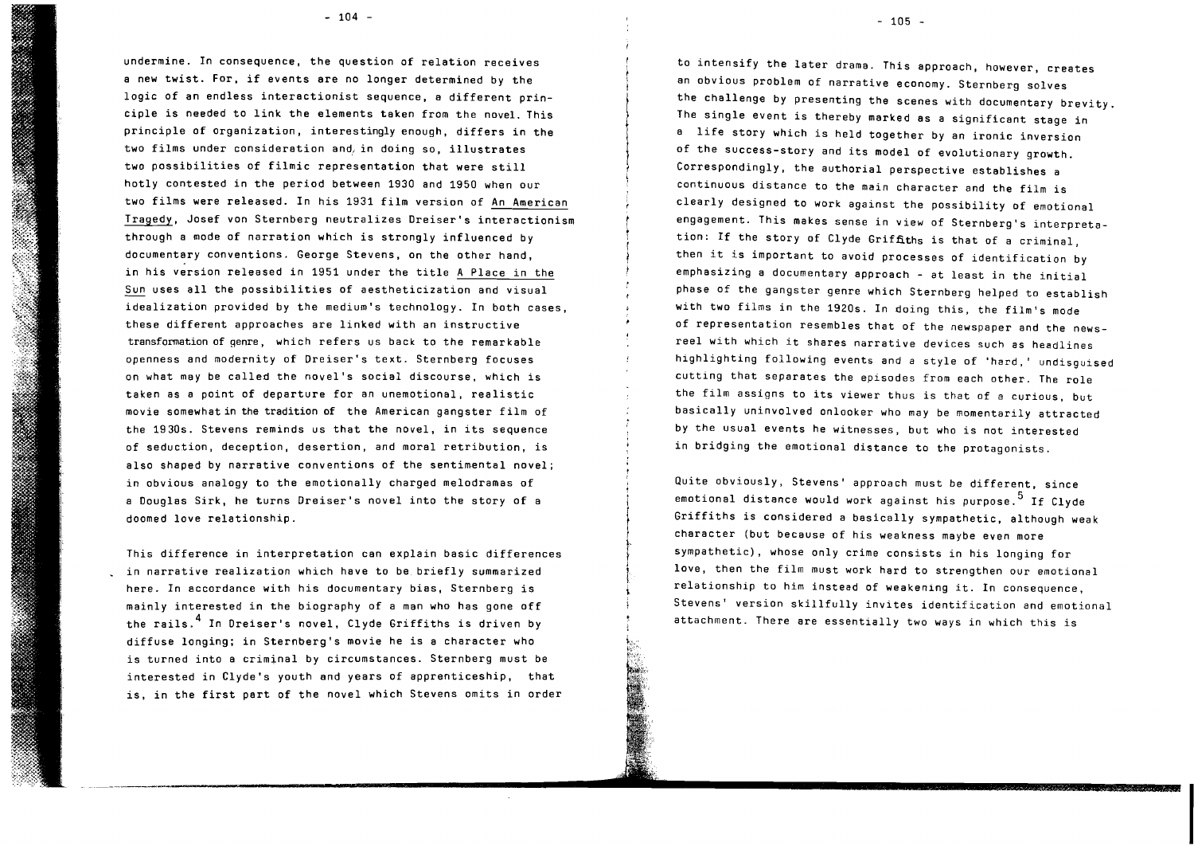undermine. In consequence, the question of relation receives a new twist. For, if events are no longer determined by the logic of an endless interactionist sequence, a different principle is needed to link the elements taken from the novel. This principle of organization, interestingly enough, differs in the two films under consideration and, in doing so, illustrates two possibilities of filmic representation that were still hotly contested in the period between 1930 and 1950 when our two films were released. In his 1931 film version of An American Tragedy, Josef von Sternberg neutralizes Dreiser's interactionism through a mode of narration which is strongly influenced by documentary conventions. George Stevens, on the other hand, in his version released in 1951 under the title A Place in the Sun uses all the possibilities of aestheticization and visual idealization provided by the medium's technology. In both cases, these different approaches are linked with an instructive transformation of genre, which refers us back to the remarkable openness and modernity of Dreiser's text. Sternberg focuses on what may be called the novel's social discourse, which is taken as a point of departure for an unemotional, realistic movie somewhat in the tradition of the American gangster film of the 1930s. Stevens reminds us that the novel, in its sequence of seduction, deception, desertion, and moral retribution, is also shaped by narrative conventions of the sentimental novel; in obvious analogy to the emotionally charged melodramas of a Douglas Sirk, he turns Dreiser's novel into the story of a doomed love relationship.

This difference in interpretation can explain basic differences in narrative realization which have to be briefly summarized here. In accordance with his documentary bias, Sternberg is mainly interested in the biography of a man who has gone off the rails.[4] In Dreiser's novel, Clyde Griffiths is driven by diffuse longing; in Sternberg's movie he is a character who is turned into a criminal by circumstances. Sternberg must be interested in Clyde's youth and years of apprenticeship, that is, in the first part of the novel which Stevens omits in order to intensify the later drama. This approach, however, creates an obvious problem of narrative economy. Sternberg solves the challenge by presenting the scenes with documentary brevity. The single event is thereby marked as a significant stage in a life story which is held together by an ironic inversion of the success-story and its model of evolutionary growth. Correspondingly, the authorial perspective establishes a continuous distance to the main character and the film is clearly designed to work against the possibility of emotional engagement. This makes sense in view of Sternberg's interpretation: If the story of Clyde Griffiths is that of a criminal, then it is important to avoid processes of identification by emphasizing a documentary approach - at least in the initial phase of the gangster genre which Sternberg helped to establish with two films in the 1920s. In doing this, the film's mode of representation resembles that of the newspaper and the newsreel with which it shares narrative devices such as headlines highlighting following events and a style of 'hard,' undisguised cutting that separates the episodes from each other. The role the film assigns to its viewer thus is that of a curious, but basically uninvolved onlooker who may be momentarily attracted by the usual events he witnesses, but who is not interested in bridging the emotional distance to the protagonists.

Quite obviously, Stevens' approach must be different, since emotional distance would work against his purpose.[5] If Clyde Griffiths is considered a basically sympathetic, although weak character (but because of his weakness maybe even more sympathetic), whose only crime consists in his longing for love, then the film must work hard to strengthen our emotional relationship to him instead of weakening it. In consequence, Stevens' version skillfully invites identification and emotional attachment. There are essentially two ways in which this is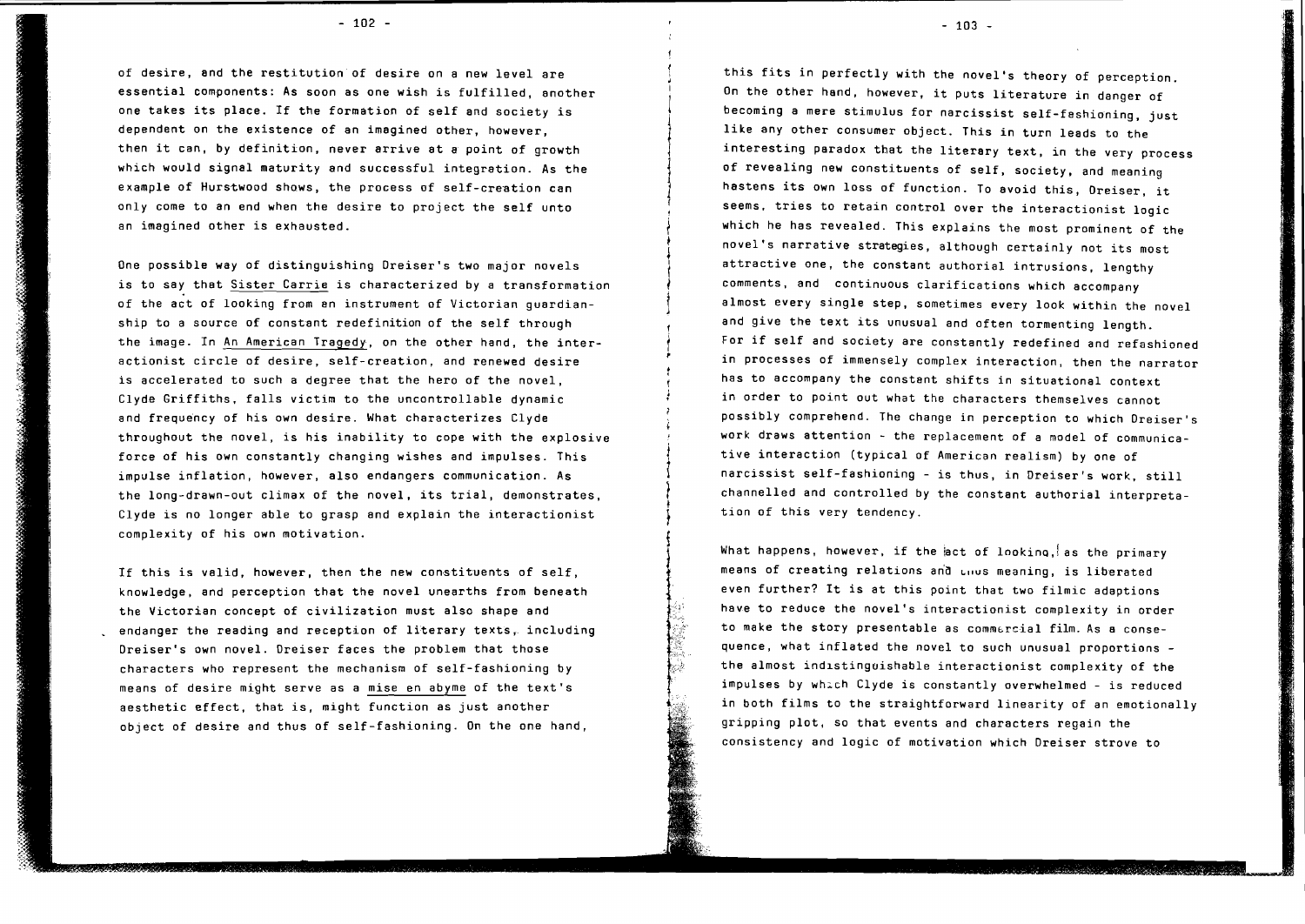of desire, and the restitution of desire on a new level are essential components: As soon as one wish is fulfilled, another one takes its place. If the formation of self and society is dependent on the existence of an imagined other, however, then it can, by definition, never arrive at a point of growth which would signal maturity and successful integration. As the example of Hurstwood shows, the process of self-creation can only come to an end when the desire to project the self unto an imagined other is exhausted.

One possible way of distinguishing Dreiser's two major novels is to say that Sister Carrie is characterized by a transformation of the act of looking from an instrument of Victorian guardianship to a source of constant redefinition of the self through the image. In An American Tragedy, on the other hand, the interactionist circle of desire, self-creation, and renewed desire is accelerated to such a degree that the hero of the novel, Clyde Griffiths, falls victim to the uncontrollable dynamic and frequency of his own desire. What characterizes Clyde throughout the novel, is his inability to cope with the explosive force of his own constantly changing wishes and impulses. This impulse inflation, however, also endangers communication. As the long-drawn-out climax of the novel, its trial, demonstrates, Clyde is no longer able to grasp and explain the interactionist complexity of his own motivation.

If this is valid, however, then the new constituents of self, knowledge, and perception that the novel unearths from beneath the Victorian concept of civilization must also shape and endanger the reading and reception of literary texts, including Dreiser's own novel. Dreiser faces the problem that those characters who represent the mechanism of self-fashioning by means of desire might serve as a mise en abyme of the text's aesthetic effect, that is, might function as just another object of desire and thus of self-fashioning. On the one hand, this fits in perfectly with the novel's theory of perception. On the other hand, however, it puts literature in danger of becoming a mere stimulus for narcissist self-fashioning, just like any other consumer object. This in turn leads to the interesting paradox that the literary text, in the very process of revealing new constituents of self, society, and meaning hastens its own loss of function. To avoid this, Dreiser, it seems, tries to retain control over the interactionist logic which he has revealed. This explains the most prominent of the novel's narrative strategies, although certainly not its most attractive one, the constant authorial intrusions, lengthy comments, and continuous clarifications which accompany almost every single step, sometimes every look within the novel and give the text its unusual and often tormenting length. For if self and society are constantly redefined and refashioned in processes of immensely complex interaction, then the narrator has to accompany the constant shifts in situational context in order to point out what the characters themselves cannot possibly comprehend. The change in perception to which Dreiser's work draws attention - the replacement of a model of communicative interaction (typical of American realism) by one of narcissist self-fashioning - is thus, in Dreiser's work, still channelled and controlled by the constant authorial interpretation of this very tendency.

What happens, however, if the act of looking, as the primary means of creating relations and thus meaning, is liberated even further? It is at this point that two filmic adaptions have to reduce the novel's interactionist complexity in order to make the story presentable as commercial film. As a consequence, what inflated the novel to such unusual proportions - the almost indistinguishable interactionist complexity of the impulses by which Clyde is constantly overwhelmed - is reduced in both films to the straightforward linearity of an emotionally gripping plot, so that events and characters regain the consistency and logic of motivation which Dreiser strove to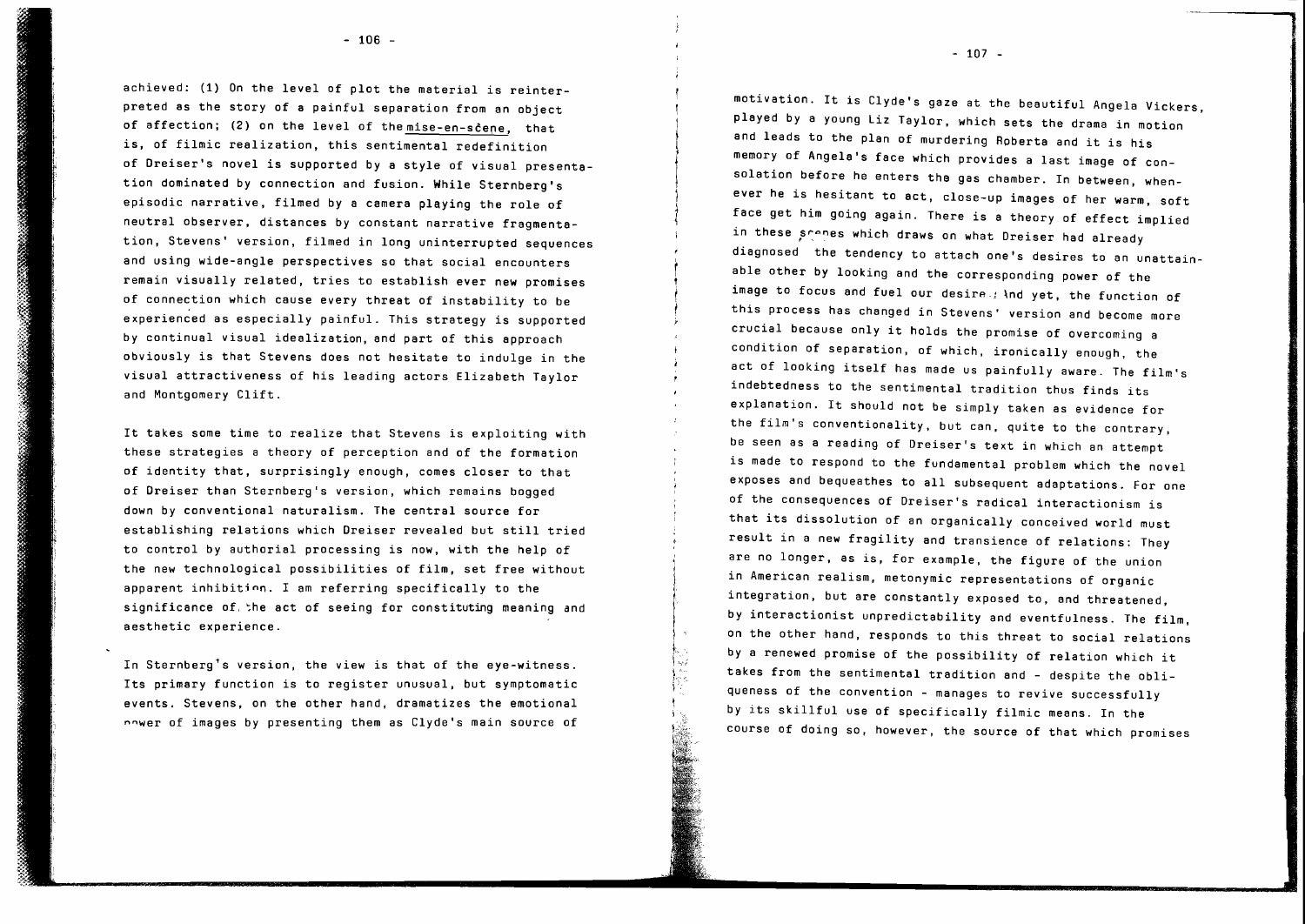achieved: (1) On the level of plot the material is reinterpreted as the story of a painful separation from an object of affection; (2) on the level of the mise-en-scène, that is, of filmic realization, this sentimental redefinition of Dreiser's novel is supported by a style of visual presentation dominated by connection and fusion. While Sternberg's episodic narrative, filmed by a camera playing the role of neutral observer, distances by constant narrative fragmentation, Stevens' version, filmed in long uninterrupted sequences and using wide-angle perspectives so that social encounters remain visually related, tries to establish ever new promises of connection which cause every threat of instability to be experienced as especially painful. This strategy is supported by continual visual idealization, and part of this approach obviously is that Stevens does not hesitate to indulge in the visual attractiveness of his leading actors Elizabeth Taylor and Montgomery Clift.

It takes some time to realize that Stevens is exploiting with these strategies a theory of perception and of the formation of identity that, surprisingly enough, comes closer to that of Dreiser than Sternberg's version, which remains bogged down by conventional naturalism. The central source for establishing relations which Dreiser revealed but still tried to control by authorial processing is now, with the help of the new technological possibilities of film, set free without apparent inhibition. I am referring specifically to the significance of the act of seeing for constituting meaning and aesthetic experience.

In Sternberg's version, the view is that of the eye-witness. Its primary function is to register unusual, but symptomatic events. Stevens, on the other hand, dramatizes the emotional power of images by presenting them as Clyde's main source of motivation. It is Clyde's gaze at the beautiful Angela Vickers, played by a young Liz Taylor, which sets the drama in motion and leads to the plan of murdering Roberta and it is his memory of Angela's face which provides a last image of consolation before he enters the gas chamber. In between, whenever he is hesitant to act, close-up images of her warm, soft face get him going again. There is a theory of effect implied in these scenes which draws on what Dreiser had already diagnosed the tendency to attach one's desires to an unattainable other by looking and the corresponding power of the image to focus and fuel our desire. And yet, the function of this process has changed in Stevens' version and become more crucial because only it holds the promise of overcoming a condition of separation, of which, ironically enough, the act of looking itself has made us painfully aware. The film's indebtedness to the sentimental tradition thus finds its explanation. It should not be simply taken as evidence for the film's conventionality, but can, quite to the contrary, be seen as a reading of Dreiser's text in which an attempt is made to respond to the fundamental problem which the novel exposes and bequeathes to all subsequent adaptations. For one of the consequences of Dreiser's radical interactionism is that its dissolution of an organically conceived world must result in a new fragility and transience of relations: They are no longer, as is, for example, the figure of the union in American realism, metonymic representations of organic integration, but are constantly exposed to, and threatened, by interactionist unpredictability and eventfulness. The film, on the other hand, responds to this threat to social relations by a renewed promise of the possibility of relation which it takes from the sentimental tradition and - despite the obliqueness of the convention - manages to revive successfully by its skillful use of specifically filmic means. In the course of doing so, however, the source of that which promises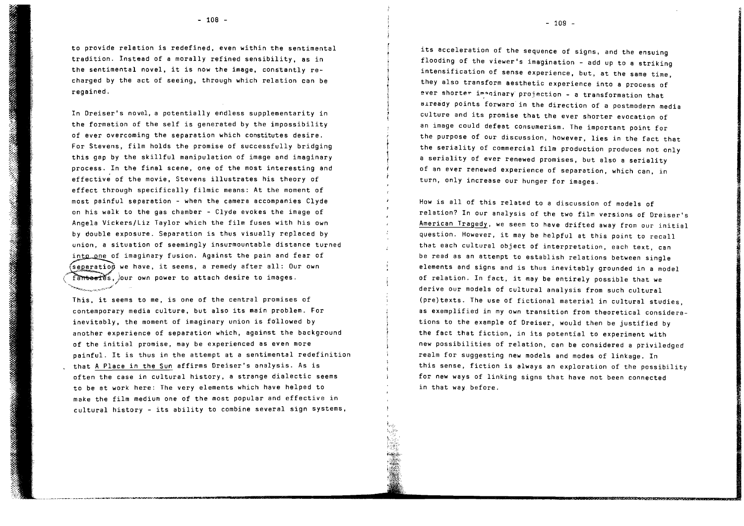to provide relation is redefined, even within the sentimental tradition. Instead of a morally refined sensibility, as in the sentimental novel, it is now the image, constantly recharged by the act of seeing, through which relation can be regained.

In Dreiser's novel, a potentially endless supplementarity in the formation of the self is generated by the impossibility of ever overcoming the separation which constitutes desire. For Stevens, film holds the promise of successfully bridging this gap by the skillful manipulation of image and imaginary process. In the final scene, one of the most interesting and effective of the movie, Stevens illustrates his theory of effect through specifically filmic means: At the moment of most painful separation - when the camera accompanies Clyde on his walk to the gas chamber - Clyde evokes the image of Angela Vickers/Liz Taylor which the film fuses with his own by double exposure. Separation is thus visually replaced by union, a situation of seemingly insurmountable distance turned into one of imaginary fusion. Against the pain and fear of separation we have, it seems, a remedy after all: Our own fantasies, our own power to attach desire to images.

This, it seems to me, is one of the central promises of contemporary media culture, but also its main problem. For inevitably, the moment of imaginary union is followed by another experience of separation which, against the background of the initial promise, may be experienced as even more painful. It is thus in the attempt at a sentimental redefinition that A Place in the Sun affirms Dreiser's analysis. As is often the case in cultural history, a strange dialectic seems to be at work here: The very elements which have helped to make the film medium one of the most popular and effective in cultural history - its ability to combine several sign systems, its acceleration of the sequence of signs, and the ensuing flooding of the viewer's imagination - add up to a striking intensification of sense experience, but, at the same time, they also transform aesthetic experience into a process of ever shorter imaginary projection - a transformation that already points forward in the direction of a postmodern media culture and its promise that the ever shorter evocation of an image could defeat consumerism. The important point for the purpose of our discussion, however, lies in the fact that the seriality of commercial film production produces not only a seriality of ever renewed promises, but also a seriality of an ever renewed experience of separation, which can, in turn, only increase our hunger for images.

How is all of this related to a discussion of models of relation? In our analysis of the two film versions of Dreiser's American Tragedy, we seem to have drifted away from our initial question. However, it may be helpful at this point to recall that each cultural object of interpretation, each text, can be read as an attempt to establish relations between single elements and signs and is thus inevitably grounded in a model of relation. In fact, it may be entirely possible that we derive our models of cultural analysis from such cultural (pre)texts. The use of fictional material in cultural studies, as exemplified in my own transition from theoretical considerations to the example of Dreiser, would then be justified by the fact that fiction, in its potential to experiment with new possibilities of relation, can be considered a priviledged realm for suggesting new models and modes of linkage. In this sense, fiction is always an exploration of the possibility for new ways of linking signs that have not been connected in that way before.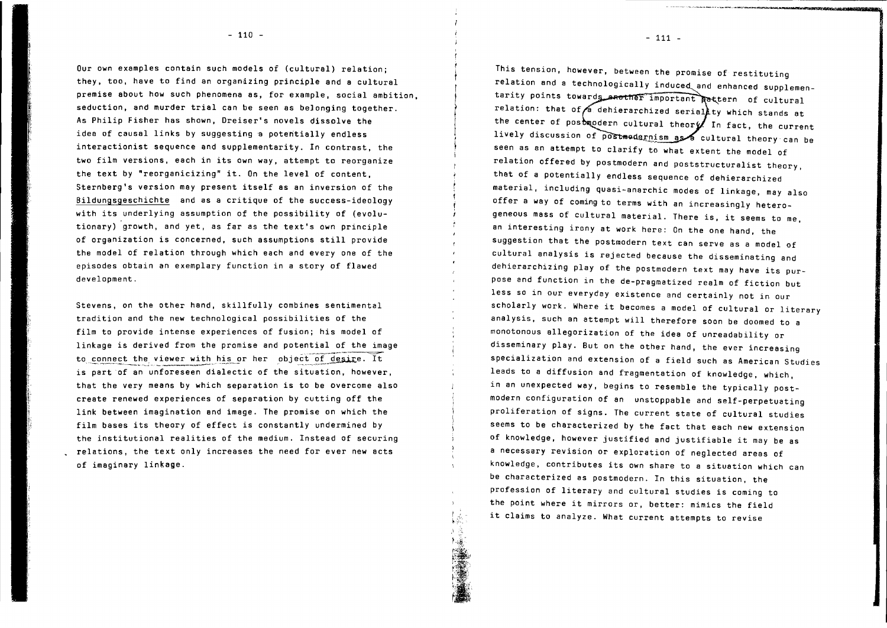Our own examples contain such models of (cultural) relation; they, too, have to find an organizing principle and a cultural premise about how such phenomena as, for example, social ambition, seduction, and murder trial can be seen as belonging together. As Philip Fisher has shown, Dreiser's novels dissolve the idea of causal links by suggesting a potentially endless interactionist sequence and supplementarity. In contrast, the two film versions, each in its own way, attempt to reorganize the text by "reorganicizing" it. On the level of content, Sternberg's version may present itself as an inversion of the Bildungsgeschichte and as a critique of the success-ideology with its underlying assumption of the possibility of (evolutionary) growth, and yet, as far as the text's own principle of organization is concerned, such assumptions still provide the model of relation through which each and every one of the episodes obtain an exemplary function in a story of flawed development.

Stevens, on the other hand, skillfully combines sentimental tradition and the new technological possibilities of the film to provide intense experiences of fusion; his model of linkage is derived from the promise and potential of the image to connect the viewer with his or her object of desire. It is part of an unforeseen dialectic of the situation, however, that the very means by which separation is to be overcome also create renewed experiences of separation by cutting off the link between imagination and image. The promise on which the film bases its theory of effect is constantly undermined by the institutional realities of the medium. Instead of securing relations, the text only increases the need for ever new acts of imaginary linkage.

This tension, however, between the promise of restituting relation and a technologically induced and enhanced supplementarity points towards another important pattern of cultural relation: that of a dehierarchized seriality which stands at the center of postmodern cultural theory. In fact, the current lively discussion of postmodernism as a cultural theory can be seen as an attempt to clarify to what extent the model of relation offered by postmodern and poststructuralist theory, that of a potentially endless sequence of dehierarchized material, including quasi-anarchic modes of linkage, may also offer a way of coming to terms with an increasingly heterogeneous mass of cultural material. There is, it seems to me, an interesting irony at work here: On the one hand, the suggestion that the postmodern text can serve as a model of cultural analysis is rejected because the disseminating and dehierarchizing play of the postmodern text may have its purpose and function in the de-pragmatized realm of fiction but less so in our everyday existence and certainly not in our scholarly work. Where it becomes a model of cultural or literary analysis, such an attempt will therefore soon be doomed to a monotonous allegorization of the idea of unreadability or disseminary play. But on the other hand, the ever increasing specialization and extension of a field such as American Studies leads to a diffusion and fragmentation of knowledge, which, in an unexpected way, begins to resemble the typically postmodern configuration of an unstoppable and self-perpetuating proliferation of signs. The current state of cultural studies seems to be characterized by the fact that each new extension of knowledge, however justified and justifiable it may be as a necessary revision or exploration of neglected areas of knowledge, contributes its own share to a situation which can be characterized as postmodern. In this situation, the profession of literary and cultural studies is coming to the point where it mirrors or, better: mimics the field it claims to analyze. What current attempts to revise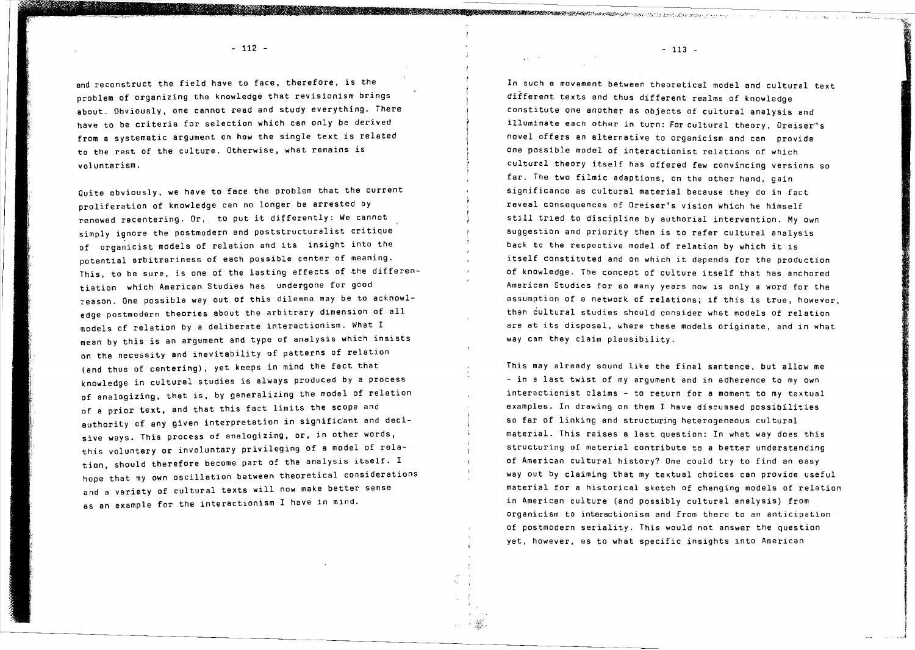and reconstruct the field have to face, therefore, is the problem of organizing the knowledge that revisionism brings about. Obviously, one cannot read and study everything. There have to be criteria for selection which can only be derived from a systematic argument on how the single text is related to the rest of the culture. Otherwise, what remains is voluntarism.

Quite obviously, we have to face the problem that the current proliferation of knowledge can no longer be arrested by renewed recentering. Or, to put it differently: We cannot simply ignore the postmodern and poststructuralist critique of organicist models of relation and its insight into the potential arbitrariness of each possible center of meaning. This, to be sure, is one of the lasting effects of the differentiation which American Studies has undergone for good reason. One possible way out of this dilemma may be to acknowledge postmodern theories about the arbitrary dimension of all models of relation by a deliberate interactionism. What I mean by this is an argument and type of analysis which insists on the necessity and inevitability of patterns of relation (and thus of centering), yet keeps in mind the fact that knowledge in cultural studies is always produced by a process of analogizing, that is, by generalizing the model of relation of a prior text, and that this fact limits the scope and authority of any given interpretation in significant and decisive ways. This process of analogizing, or, in other words, this voluntary or involuntary privileging of a model of relation, should therefore become part of the analysis itself. I hope that my own oscillation between theoretical considerations and a variety of cultural texts will now make better sense as an example for the interactionism I have in mind.

In such a movement between theoretical model and cultural text different texts and thus different realms of knowledge constitute one another as objects of cultural analysis and illuminate each other in turn: For cultural theory, Dreiser's novel offers an alternative to organicism and can provide one possible model of interactionist relations of which cultural theory itself has offered few convincing versions so far. The two filmic adaptions, on the other hand, gain significance as cultural material because they do in fact reveal consequences of Dreiser's vision which he himself still tried to discipline by authorial intervention. My own suggestion and priority then is to refer cultural analysis back to the respective model of relation by which it is itself constituted and on which it depends for the production of knowledge. The concept of culture itself that has anchored American Studies for so many years now is only a word for the assumption of a network of relations; if this is true, however, then cultural studies should consider what models of relation are at its disposal, where these models originate, and in what way can they claim plausibility.

This may already sound like the final sentence, but allow me - in a last twist of my argument and in adherence to my own interactionist claims - to return for a moment to my textual examples. In drawing on them I have discussed possibilities so far of linking and structuring heterogeneous cultural material. This raises a last question: In what way does this structuring of material contribute to a better understanding of American cultural history? One could try to find an easy way out by claiming that my textual choices can provide useful material for a historical sketch of changing models of relation in American culture (and possibly cultural analysis) from organicism to interactionism and from there to an anticipation of postmodern seriality. This would not answer the question yet, however, as to what specific insights into American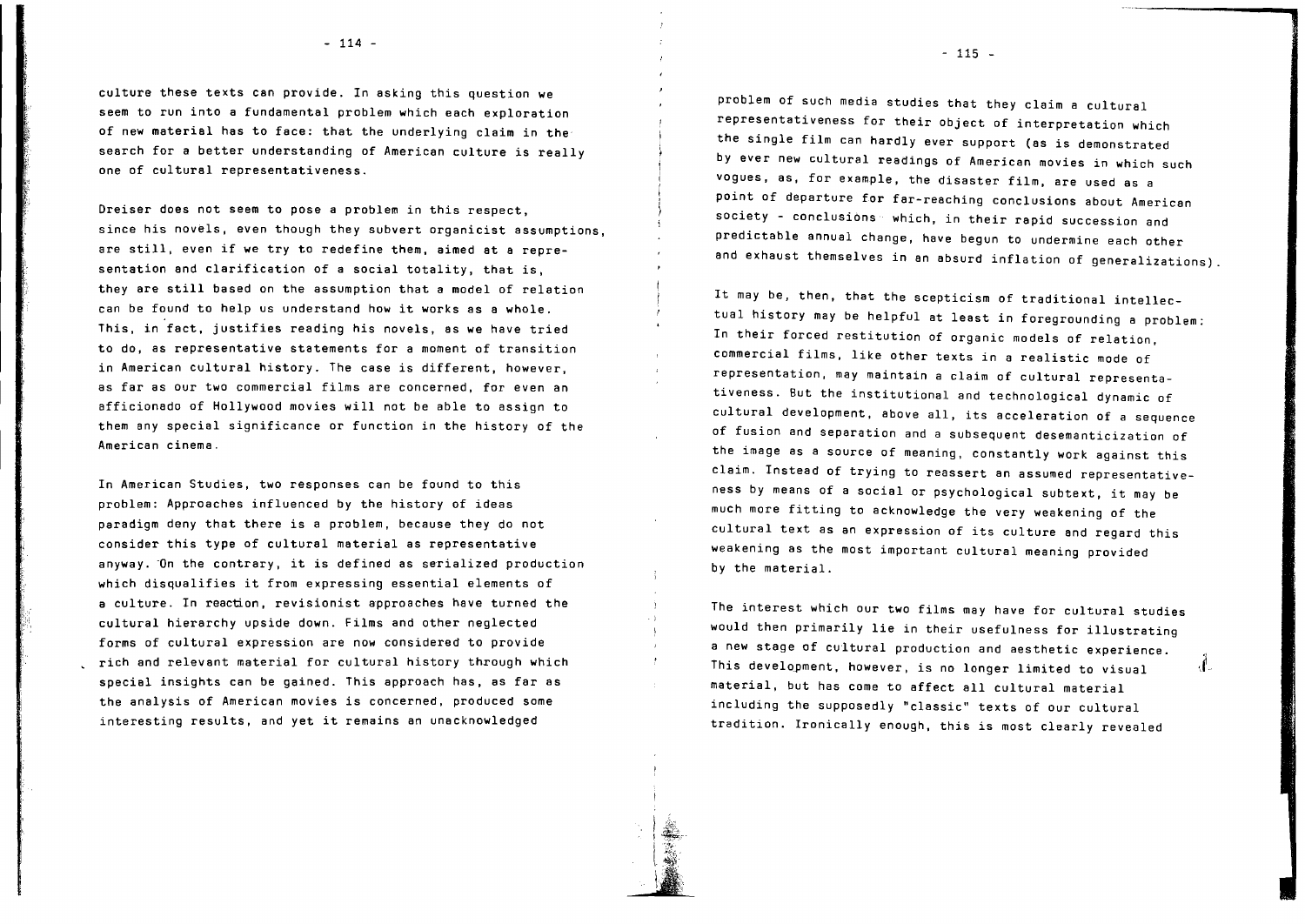culture these texts can provide. In asking this question we seem to run into a fundamental problem which each exploration of new material has to face: that the underlying claim in the search for a better understanding of American culture is really one of cultural representativeness.

Dreiser does not seem to pose a problem in this respect, since his novels, even though they subvert organicist assumptions, are still, even if we try to redefine them, aimed at a representation and clarification of a social totality, that is, they are still based on the assumption that a model of relation can be found to help us understand how it works as a whole. This, in fact, justifies reading his novels, as we have tried to do, as representative statements for a moment of transition in American cultural history. The case is different, however, as far as our two commercial films are concerned, for even an afficionado of Hollywood movies will not be able to assign to them any special significance or function in the history of the American cinema.

In American Studies, two responses can be found to this problem: Approaches influenced by the history of ideas paradigm deny that there is a problem, because they do not consider this type of cultural material as representative anyway. On the contrary, it is defined as serialized production which disqualifies it from expressing essential elements of a culture. In reaction, revisionist approaches have turned the cultural hierarchy upside down. Films and other neglected forms of cultural expression are now considered to provide rich and relevant material for cultural history through which special insights can be gained. This approach has, as far as the analysis of American movies is concerned, produced some interesting results, and yet it remains an unacknowledged problem of such media studies that they claim a cultural representativeness for their object of interpretation which the single film can hardly ever support (as is demonstrated by ever new cultural readings of American movies in which such vogues, as, for example, the disaster film, are used as a point of departure for far-reaching conclusions about American society - conclusions which, in their rapid succession and predictable annual change, have begun to undermine each other and exhaust themselves in an absurd inflation of generalizations).

It may be, then, that the scepticism of traditional intellectual history may be helpful at least in foregrounding a problem: In their forced restitution of organic models of relation, commercial films, like other texts in a realistic mode of representation, may maintain a claim of cultural representativeness. But the institutional and technological dynamic of cultural development, above all, its acceleration of a sequence of fusion and separation and a subsequent desemanticization of the image as a source of meaning, constantly work against this claim. Instead of trying to reassert an assumed representativeness by means of a social or psychological subtext, it may be much more fitting to acknowledge the very weakening of the cultural text as an expression of its culture and regard this weakening as the most important cultural meaning provided by the material.

The interest which our two films may have for cultural studies would then primarily lie in their usefulness for illustrating a new stage of cultural production and aesthetic experience. This development, however, is no longer limited to visual material, but has come to affect all cultural material including the supposedly "classic" texts of our cultural tradition. Ironically enough, this is most clearly revealed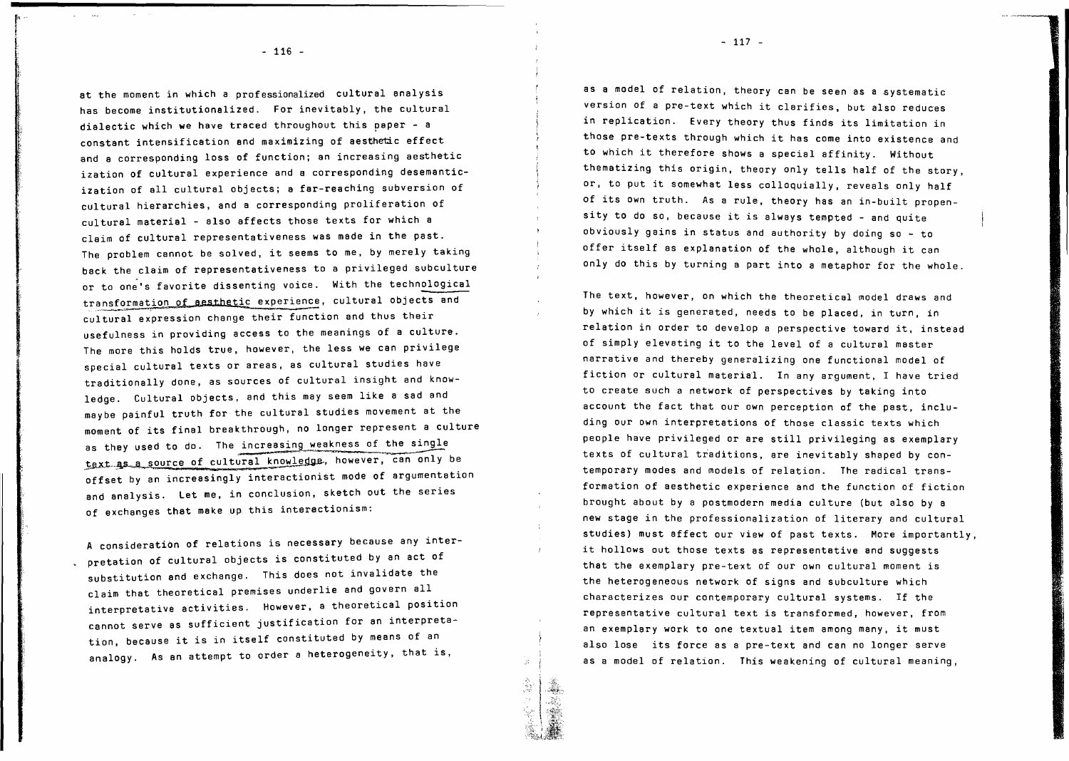at the moment in which a professionalized cultural analysis has become institutionalized. For inevitably, the cultural dialectic which we have traced throughout this paper - a constant intensification and maximizing of aesthetic effect and a corresponding loss of function; an increasing aesthetic ization of cultural experience and a corresponding desemanticization of all cultural objects; a far-reaching subversion of cultural hierarchies, and a corresponding proliferation of cultural material - also affects those texts for which a claim of cultural representativeness was made in the past. The problem cannot be solved, it seems to me, by merely taking back the claim of representativeness to a privileged subculture or to one's favorite dissenting voice. With the technological transformation of aesthetic experience, cultural objects and cultural expression change their function and thus their usefulness in providing access to the meanings of a culture. The more this holds true, however, the less we can privilege special cultural texts or areas, as cultural studies have traditionally done, as sources of cultural insight and knowledge. Cultural objects, and this may seem like a sad and maybe painful truth for the cultural studies movement at the moment of its final breakthrough, no longer represent a culture as they used to do. The increasing weakness of the single text as a source of cultural knowledge, however, can only be offset by an increasingly interactionist mode of argumentation and analysis. Let me, in conclusion, sketch out the series of exchanges that make up this interactionism:

A consideration of relations is necessary because any interpretation of cultural objects is constituted by an act of substitution and exchange. This does not invalidate the claim that theoretical premises underlie and govern all interpretative activities. However, a theoretical position cannot serve as sufficient justification for an interpretation, because it is in itself constituted by means of an analogy. As an attempt to order a heterogeneity, that is, as a model of relation, theory can be seen as a systematic version of a pre-text which it clarifies, but also reduces in replication. Every theory thus finds its limitation in those pre-texts through which it has come into existence and to which it therefore shows a special affinity. Without thematizing this origin, theory only tells half of the story, or, to put it somewhat less colloquially, reveals only half of its own truth. As a rule, theory has an in-built propensity to do so, because it is always tempted - and quite obviously gains in status and authority by doing so - to offer itself as explanation of the whole, although it can only do this by turning a part into a metaphor for the whole.

The text, however, on which the theoretical model draws and by which it is generated, needs to be placed, in turn, in relation in order to develop a perspective toward it, instead of simply elevating it to the level of a cultural master narrative and thereby generalizing one functional model of fiction or cultural material. In any argument, I have tried to create such a network of perspectives by taking into account the fact that our own perception of the past, including our own interpretations of those classic texts which people have privileged or are still privileging as exemplary texts of cultural traditions, are inevitably shaped by contemporary modes and models of relation. The radical transformation of aesthetic experience and the function of fiction brought about by a postmodern media culture (but also by a new stage in the professionalization of literary and cultural studies) must affect our view of past texts. More importantly, it hollows out those texts as representative and suggests that the exemplary pre-text of our own cultural moment is the heterogeneous network of signs and subculture which characterizes our contemporary cultural systems. If the representative cultural text is transformed, however, from an exemplary work to one textual item among many, it must also lose its force as a pre-text and can no longer serve as a model of relation. This weakening of cultural meaning,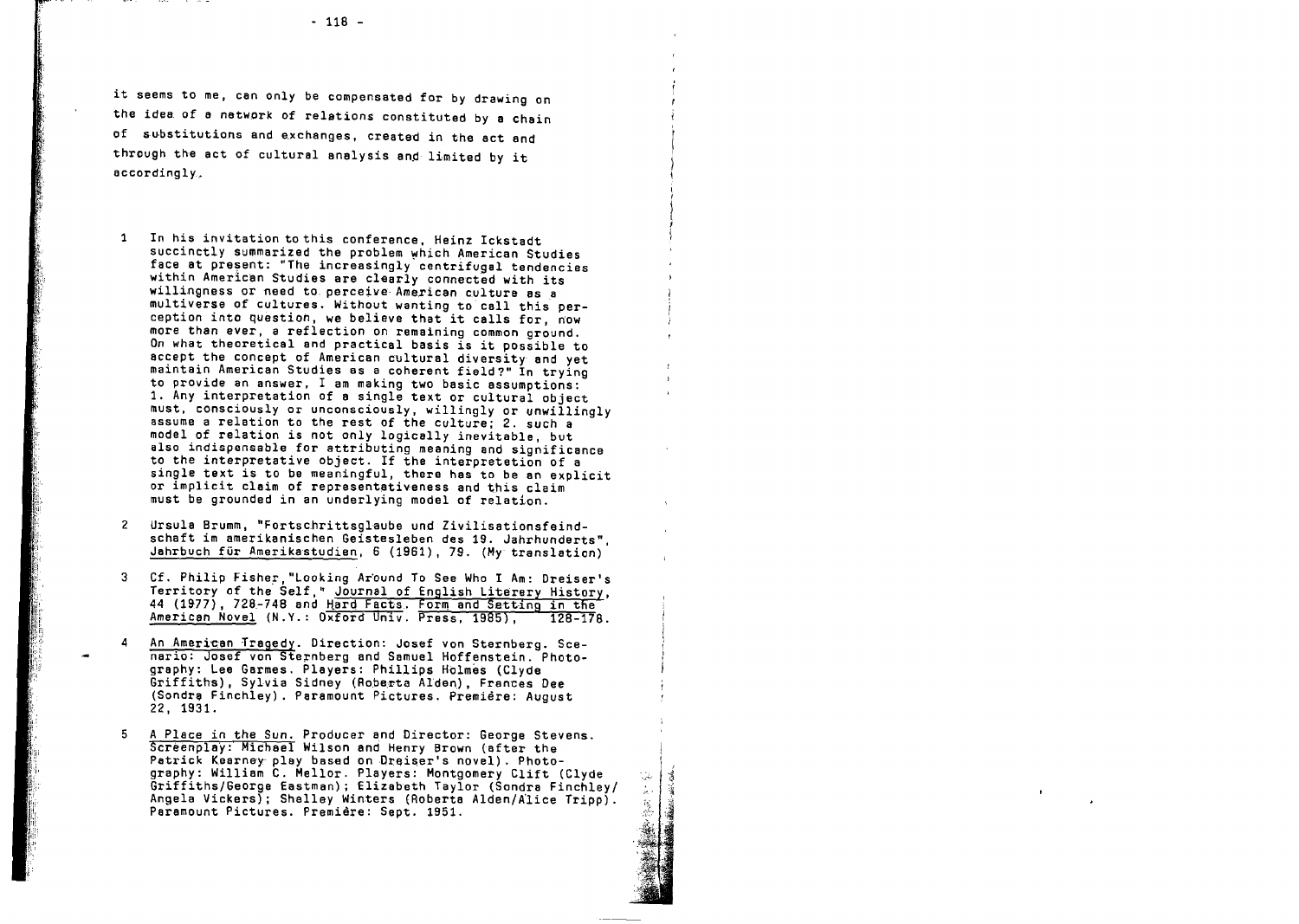it seems to me, can only be compensated for by drawing on the idea of a network of relations constituted by a chain of substitutions and exchanges, created in the act and through the act of cultural analysis and limited by it accordingly.

1 In his invitation to this conference, Heinz Ickstadt succinctly summarized the problem which American Studies face at present: "The increasingly centrifugal tendencies within American Studies are clearly connected with its willingness or need to perceive American culture as a multiverse of cultures. Without wanting to call this perception into question, we believe that it calls for, now more than ever, a reflection on remaining common ground. On what theoretical and practical basis is it possible to accept the concept of American cultural diversity and yet maintain American Studies as a coherent field?" In trying to provide an answer, I am making two basic assumptions: 1. Any interpretation of a single text or cultural object must, consciously or unconsciously, willingly or unwillingly assume a relation to the rest of the culture; 2. such a model of relation is not only logically inevitable, but also indispensable for attributing meaning and significance to the interpretative object. If the interpretation of a single text is to be meaningful, there has to be an explicit or implicit claim of representativeness and this claim must be grounded in an underlying model of relation.

2 Ursula Brumm, "Fortschrittsglaube und Zivilisationsfeindschaft im amerikanischen Geistesleben des 19. Jahrhunderts", Jahrbuch für Amerikastudien, 6 (1961), 79. (My translation)

3 Cf. Philip Fisher, "Looking Around To See Who I Am: Dreiser's Territory of the Self," Journal of English Literary History, 44 (1977), 728-748 and Hard Facts. Form and Setting in the American Novel (N.Y.: Oxford Univ. Press, 1985), 128-178.

4 An American Tragedy. Direction: Josef von Sternberg. Scenario: Josef von Sternberg and Samuel Hoffenstein. Photography: Lee Garmes. Players: Phillips Holmes (Clyde Griffiths), Sylvia Sidney (Roberta Alden), Frances Dee (Sondra Finchley). Paramount Pictures. Première: August 22, 1931.

5 A Place in the Sun. Producer and Director: George Stevens. Screenplay: Michael Wilson and Henry Brown (after the Patrick Kearney play based on Dreiser's novel). Photography: William C. Mellor. Players: Montgomery Clift (Clyde Griffiths/George Eastman); Elizabeth Taylor (Sondra Finchley/Angela Vickers); Shelley Winters (Roberta Alden/Alice Tripp). Paramount Pictures. Première: Sept. 1951.